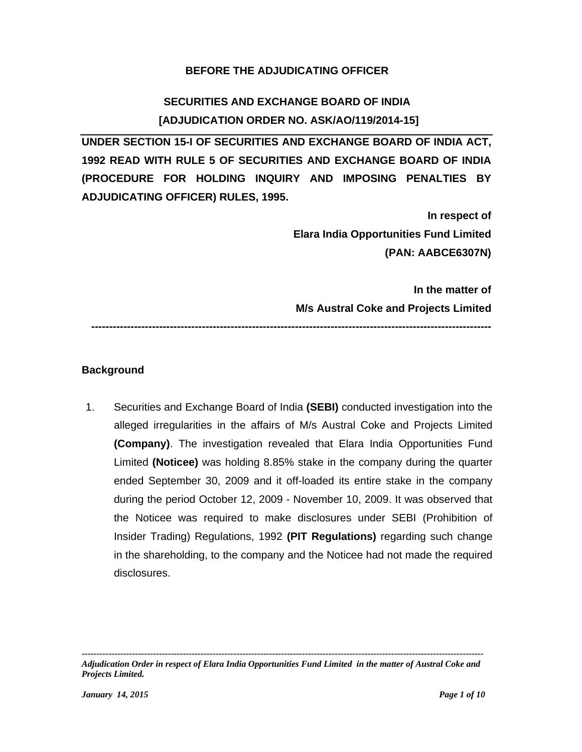**BEFORE THE ADJUDICATING OFFICER**

**SECURITIES AND EXCHANGE BOARD OF INDIA**

**[ADJUDICATION ORDER NO. ASK/AO/119/2014-15]**

**UNDER SECTION 15-I OF SECURITIES AND EXCHANGE BOARD OF INDIA ACT, 1992 READ WITH RULE 5 OF SECURITIES AND EXCHANGE BOARD OF INDIA (PROCEDURE FOR HOLDING INQUIRY AND IMPOSING PENALTIES BY ADJUDICATING OFFICER) RULES, 1995.**

**In respect of**

**Elara India Opportunities Fund Limited**

**(PAN: AABCE6307N)**

**In the matter of**

**M/s Austral Coke and Projects Limited**

---

## Background

1. Securities and Exchange Board of India **(SEBI)** conducted investigation into the alleged irregularities in the affairs of M/s Austral Coke and Projects Limited **(Company)**. The investigation revealed that Elara India Opportunities Fund Limited **(Noticee)** was holding 8.85% stake in the company during the quarter ended September 30, 2009 and it off-loaded its entire stake in the company during the period October 12, 2009 - November 10, 2009. It was observed that the Noticee was required to make disclosures under SEBI (Prohibition of Insider Trading) Regulations, 1992 **(PIT Regulations)** regarding such change in the shareholding, to the company and the Noticee had not made the required disclosures.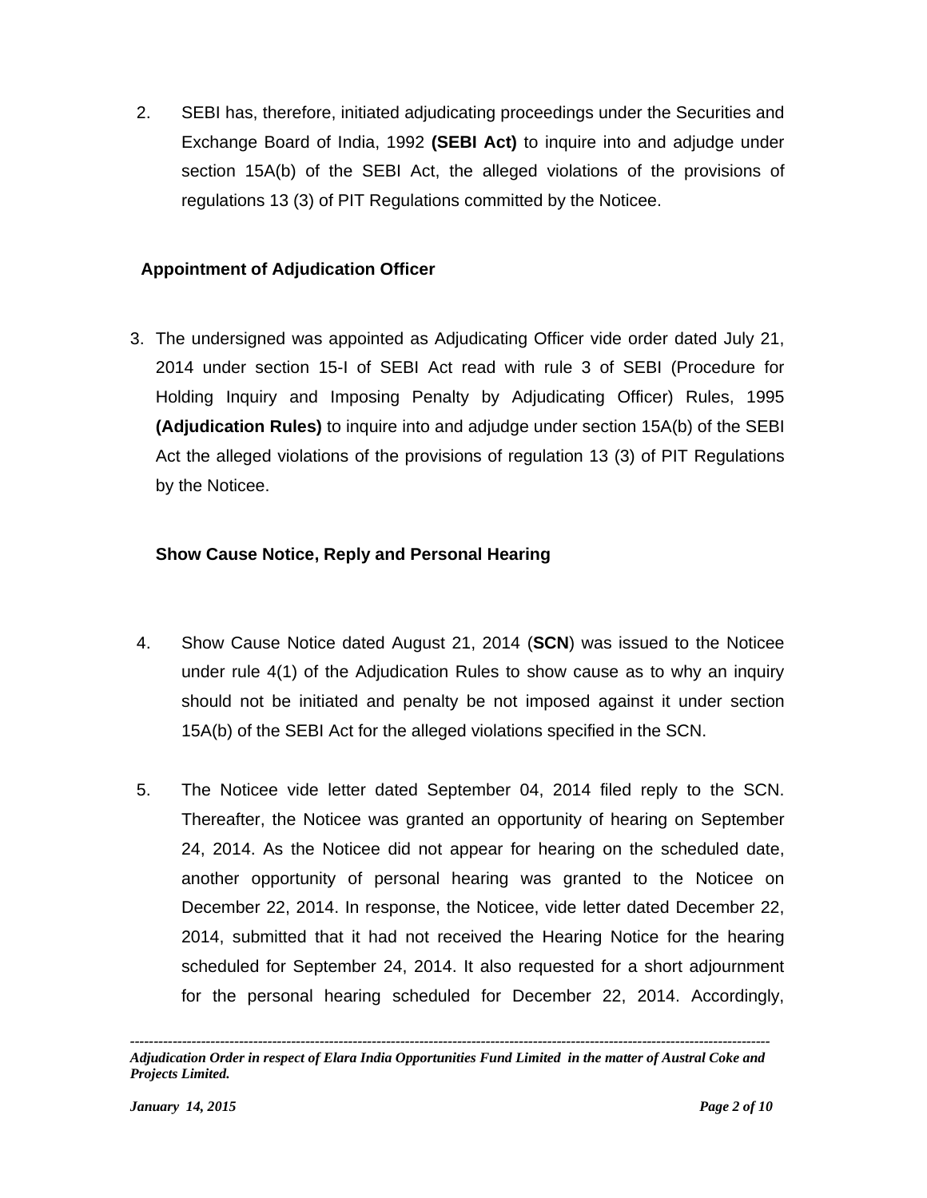2. SEBI has, therefore, initiated adjudicating proceedings under the Securities and Exchange Board of India, 1992 **(SEBI Act)** to inquire into and adjudge under section 15A(b) of the SEBI Act, the alleged violations of the provisions of regulations 13 (3) of PIT Regulations committed by the Noticee.

**Appointment of Adjudication Officer**

3. The undersigned was appointed as Adjudicating Officer vide order dated July 21, 2014 under section 15-I of SEBI Act read with rule 3 of SEBI (Procedure for Holding Inquiry and Imposing Penalty by Adjudicating Officer) Rules, 1995 **(Adjudication Rules)** to inquire into and adjudge under section 15A(b) of the SEBI Act the alleged violations of the provisions of regulation 13 (3) of PIT Regulations by the Noticee.

**Show Cause Notice, Reply and Personal Hearing**

4. Show Cause Notice dated August 21, 2014 (**SCN**) was issued to the Noticee under rule 4(1) of the Adjudication Rules to show cause as to why an inquiry should not be initiated and penalty be not imposed against it under section 15A(b) of the SEBI Act for the alleged violations specified in the SCN.

5. The Noticee vide letter dated September 04, 2014 filed reply to the SCN. Thereafter, the Noticee was granted an opportunity of hearing on September 24, 2014. As the Noticee did not appear for hearing on the scheduled date, another opportunity of personal hearing was granted to the Noticee on December 22, 2014. In response, the Noticee, vide letter dated December 22, 2014, submitted that it had not received the Hearing Notice for the hearing scheduled for September 24, 2014. It also requested for a short adjournment for the personal hearing scheduled for December 22, 2014. Accordingly,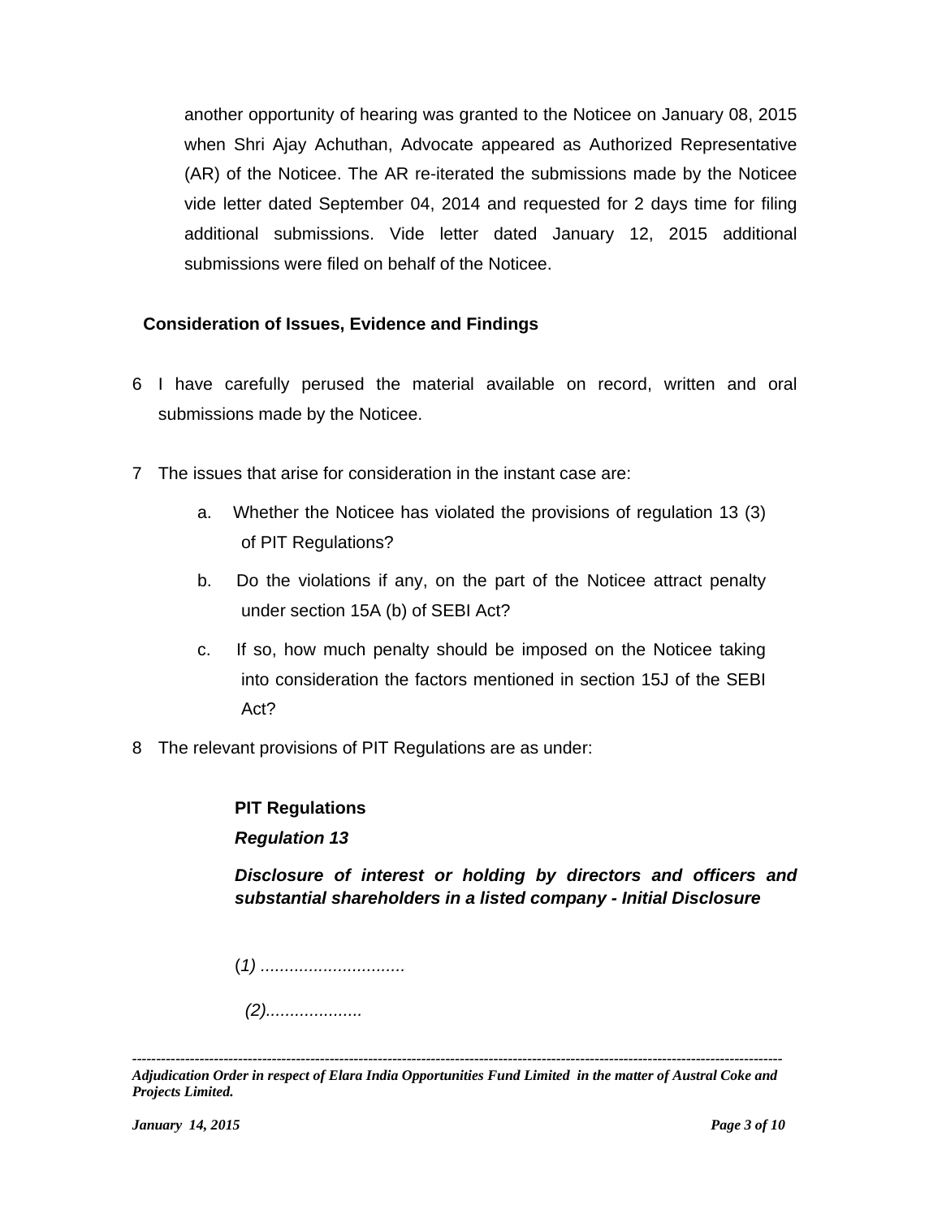another opportunity of hearing was granted to the Noticee on January 08, 2015 when Shri Ajay Achuthan, Advocate appeared as Authorized Representative (AR) of the Noticee. The AR re-iterated the submissions made by the Noticee vide letter dated September 04, 2014 and requested for 2 days time for filing additional submissions. Vide letter dated January 12, 2015 additional submissions were filed on behalf of the Noticee.

**Consideration of Issues, Evidence and Findings**

6 I have carefully perused the material available on record, written and oral submissions made by the Noticee.

7 The issues that arise for consideration in the instant case are:

   a. Whether the Noticee has violated the provisions of regulation 13 (3) of PIT Regulations?

   b. Do the violations if any, on the part of the Noticee attract penalty under section 15A (b) of SEBI Act?

   c. If so, how much penalty should be imposed on the Noticee taking into consideration the factors mentioned in section 15J of the SEBI Act?

8 The relevant provisions of PIT Regulations are as under:

**PIT Regulations**

***Regulation 13***

***Disclosure of interest or holding by directors and officers and substantial shareholders in a listed company - Initial Disclosure***

(*1) ..............................*

*(2)....................*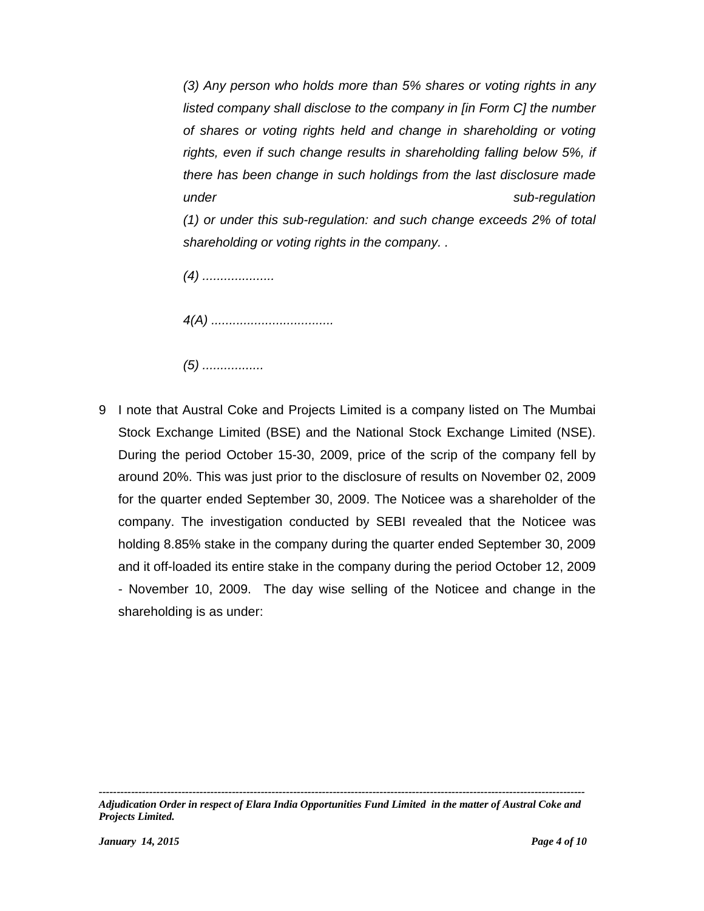*(3) Any person who holds more than 5% shares or voting rights in any listed company shall disclose to the company in [in Form C] the number of shares or voting rights held and change in shareholding or voting rights, even if such change results in shareholding falling below 5%, if there has been change in such holdings from the last disclosure made under sub-regulation (1) or under this sub-regulation: and such change exceeds 2% of total shareholding or voting rights in the company. .*

*(4) ....................*

*4(A) ..................................*

*(5) .................*

9 I note that Austral Coke and Projects Limited is a company listed on The Mumbai Stock Exchange Limited (BSE) and the National Stock Exchange Limited (NSE). During the period October 15-30, 2009, price of the scrip of the company fell by around 20%. This was just prior to the disclosure of results on November 02, 2009 for the quarter ended September 30, 2009. The Noticee was a shareholder of the company. The investigation conducted by SEBI revealed that the Noticee was holding 8.85% stake in the company during the quarter ended September 30, 2009 and it off-loaded its entire stake in the company during the period October 12, 2009 - November 10, 2009. The day wise selling of the Noticee and change in the shareholding is as under: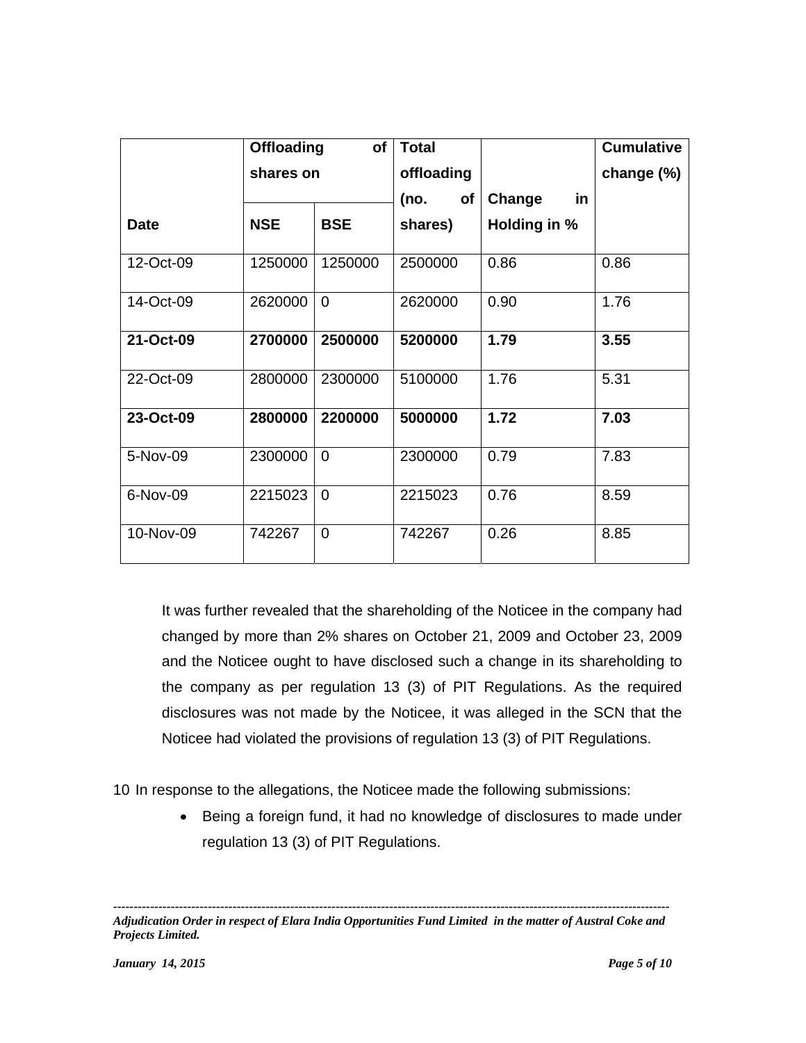| Date | Offloading of shares on | | Total offloading (no. of shares) | Change in Holding in % | Cumulative change (%) |
|---|---|---|---|---|---|
| | NSE | BSE | | | |
| 12-Oct-09 | 1250000 | 1250000 | 2500000 | 0.86 | 0.86 |
| 14-Oct-09 | 2620000 | 0 | 2620000 | 0.90 | 1.76 |
| **21-Oct-09** | **2700000** | **2500000** | **5200000** | **1.79** | **3.55** |
| 22-Oct-09 | 2800000 | 2300000 | 5100000 | 1.76 | 5.31 |
| **23-Oct-09** | **2800000** | **2200000** | **5000000** | **1.72** | **7.03** |
| 5-Nov-09 | 2300000 | 0 | 2300000 | 0.79 | 7.83 |
| 6-Nov-09 | 2215023 | 0 | 2215023 | 0.76 | 8.59 |
| 10-Nov-09 | 742267 | 0 | 742267 | 0.26 | 8.85 |

It was further revealed that the shareholding of the Noticee in the company had changed by more than 2% shares on October 21, 2009 and October 23, 2009 and the Noticee ought to have disclosed such a change in its shareholding to the company as per regulation 13 (3) of PIT Regulations. As the required disclosures was not made by the Noticee, it was alleged in the SCN that the Noticee had violated the provisions of regulation 13 (3) of PIT Regulations.

10 In response to the allegations, the Noticee made the following submissions:

- Being a foreign fund, it had no knowledge of disclosures to made under regulation 13 (3) of PIT Regulations.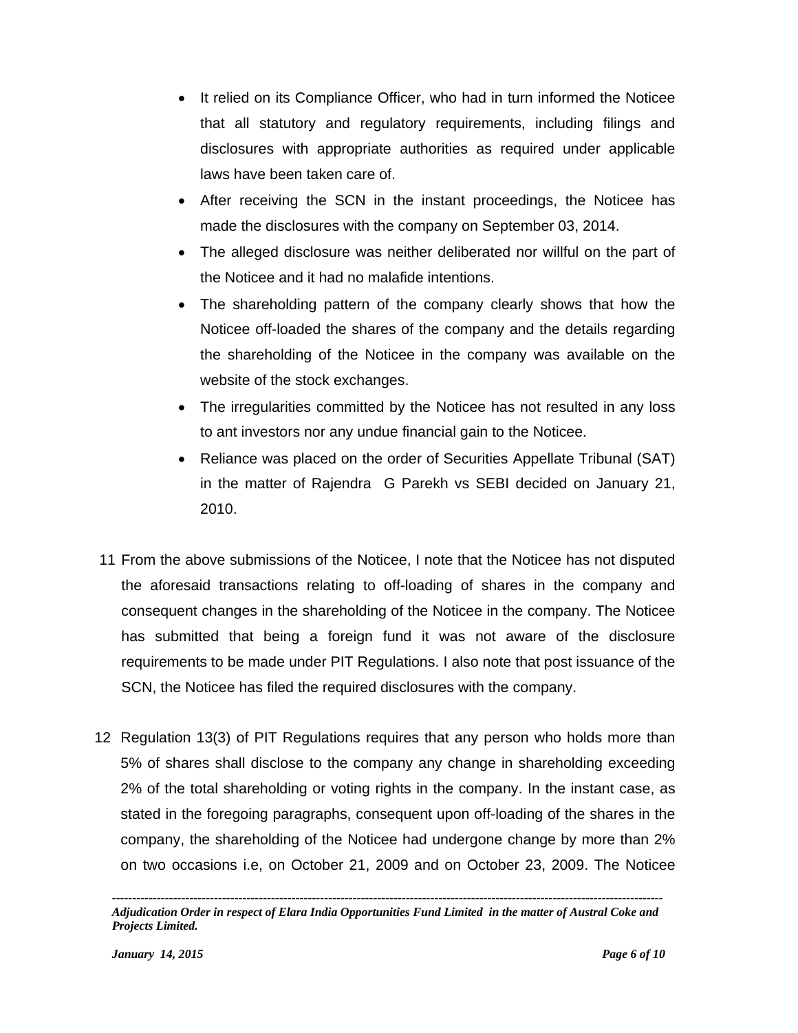- It relied on its Compliance Officer, who had in turn informed the Noticee that all statutory and regulatory requirements, including filings and disclosures with appropriate authorities as required under applicable laws have been taken care of.
- After receiving the SCN in the instant proceedings, the Noticee has made the disclosures with the company on September 03, 2014.
- The alleged disclosure was neither deliberated nor willful on the part of the Noticee and it had no malafide intentions.
- The shareholding pattern of the company clearly shows that how the Noticee off-loaded the shares of the company and the details regarding the shareholding of the Noticee in the company was available on the website of the stock exchanges.
- The irregularities committed by the Noticee has not resulted in any loss to ant investors nor any undue financial gain to the Noticee.
- Reliance was placed on the order of Securities Appellate Tribunal (SAT) in the matter of Rajendra G Parekh vs SEBI decided on January 21, 2010.

11 From the above submissions of the Noticee, I note that the Noticee has not disputed the aforesaid transactions relating to off-loading of shares in the company and consequent changes in the shareholding of the Noticee in the company. The Noticee has submitted that being a foreign fund it was not aware of the disclosure requirements to be made under PIT Regulations. I also note that post issuance of the SCN, the Noticee has filed the required disclosures with the company.

12 Regulation 13(3) of PIT Regulations requires that any person who holds more than 5% of shares shall disclose to the company any change in shareholding exceeding 2% of the total shareholding or voting rights in the company. In the instant case, as stated in the foregoing paragraphs, consequent upon off-loading of the shares in the company, the shareholding of the Noticee had undergone change by more than 2% on two occasions i.e, on October 21, 2009 and on October 23, 2009. The Noticee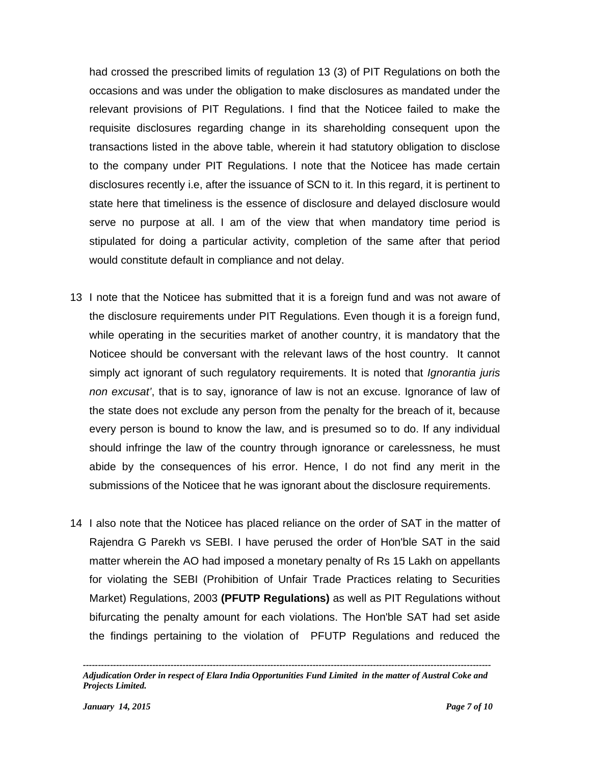had crossed the prescribed limits of regulation 13 (3) of PIT Regulations on both the occasions and was under the obligation to make disclosures as mandated under the relevant provisions of PIT Regulations. I find that the Noticee failed to make the requisite disclosures regarding change in its shareholding consequent upon the transactions listed in the above table, wherein it had statutory obligation to disclose to the company under PIT Regulations. I note that the Noticee has made certain disclosures recently i.e, after the issuance of SCN to it. In this regard, it is pertinent to state here that timeliness is the essence of disclosure and delayed disclosure would serve no purpose at all. I am of the view that when mandatory time period is stipulated for doing a particular activity, completion of the same after that period would constitute default in compliance and not delay.

13 I note that the Noticee has submitted that it is a foreign fund and was not aware of the disclosure requirements under PIT Regulations. Even though it is a foreign fund, while operating in the securities market of another country, it is mandatory that the Noticee should be conversant with the relevant laws of the host country. It cannot simply act ignorant of such regulatory requirements. It is noted that *Ignorantia juris non excusat'*, that is to say, ignorance of law is not an excuse. Ignorance of law of the state does not exclude any person from the penalty for the breach of it, because every person is bound to know the law, and is presumed so to do. If any individual should infringe the law of the country through ignorance or carelessness, he must abide by the consequences of his error. Hence, I do not find any merit in the submissions of the Noticee that he was ignorant about the disclosure requirements.

14 I also note that the Noticee has placed reliance on the order of SAT in the matter of Rajendra G Parekh vs SEBI. I have perused the order of Hon'ble SAT in the said matter wherein the AO had imposed a monetary penalty of Rs 15 Lakh on appellants for violating the SEBI (Prohibition of Unfair Trade Practices relating to Securities Market) Regulations, 2003 **(PFUTP Regulations)** as well as PIT Regulations without bifurcating the penalty amount for each violations. The Hon'ble SAT had set aside the findings pertaining to the violation of PFUTP Regulations and reduced the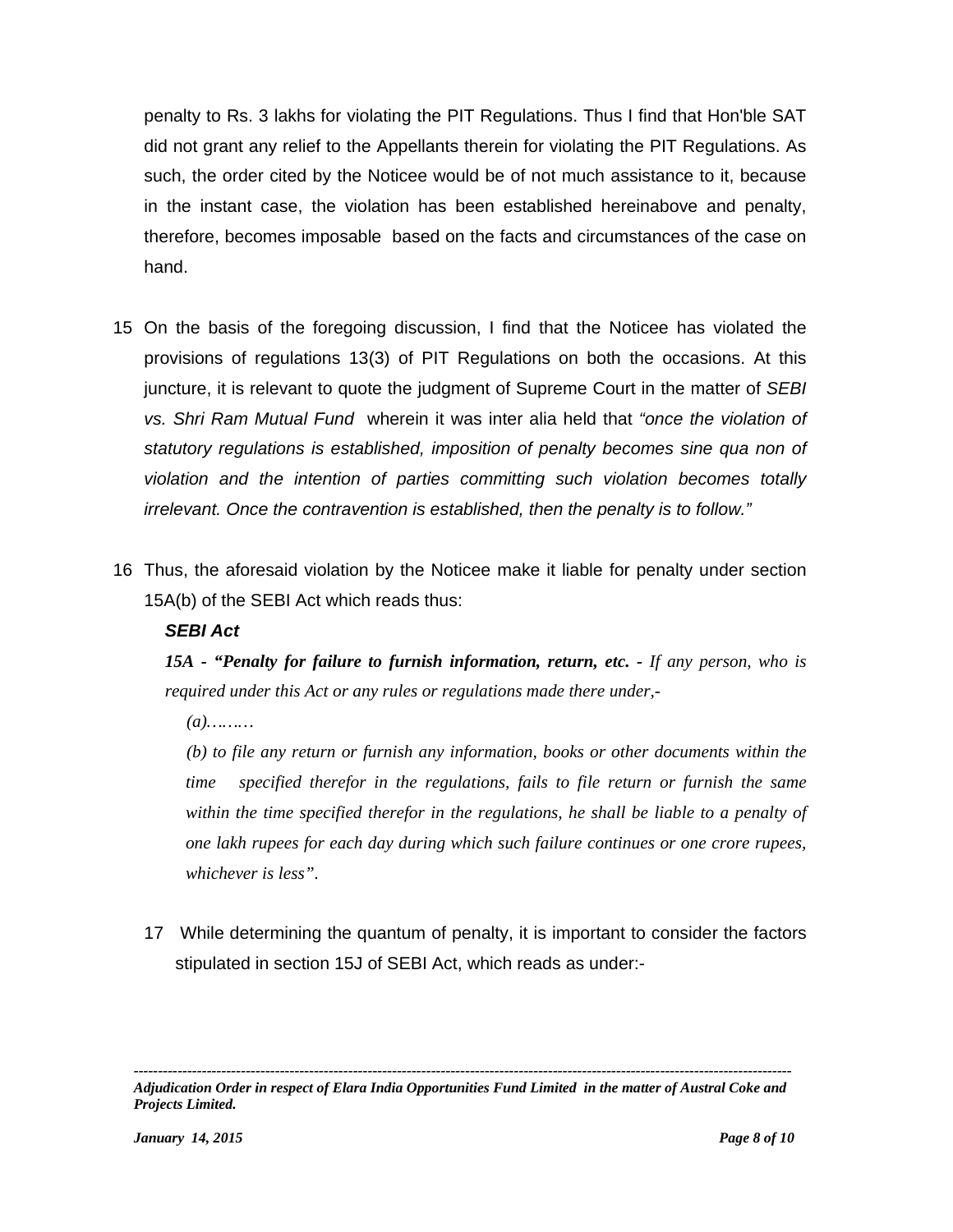penalty to Rs. 3 lakhs for violating the PIT Regulations. Thus I find that Hon'ble SAT did not grant any relief to the Appellants therein for violating the PIT Regulations. As such, the order cited by the Noticee would be of not much assistance to it, because in the instant case, the violation has been established hereinabove and penalty, therefore, becomes imposable based on the facts and circumstances of the case on hand.

15 On the basis of the foregoing discussion, I find that the Noticee has violated the provisions of regulations 13(3) of PIT Regulations on both the occasions. At this juncture, it is relevant to quote the judgment of Supreme Court in the matter of *SEBI vs. Shri Ram Mutual Fund* wherein it was inter alia held that *"once the violation of statutory regulations is established, imposition of penalty becomes sine qua non of violation and the intention of parties committing such violation becomes totally irrelevant. Once the contravention is established, then the penalty is to follow."*

16 Thus, the aforesaid violation by the Noticee make it liable for penalty under section 15A(b) of the SEBI Act which reads thus:

***SEBI Act***

***15A - "Penalty for failure to furnish information, return, etc. -*** *If any person, who is required under this Act or any rules or regulations made there under,-*

*(a)………*

*(b) to file any return or furnish any information, books or other documents within the time specified therefor in the regulations, fails to file return or furnish the same within the time specified therefor in the regulations, he shall be liable to a penalty of one lakh rupees for each day during which such failure continues or one crore rupees, whichever is less".*

17 While determining the quantum of penalty, it is important to consider the factors stipulated in section 15J of SEBI Act, which reads as under:-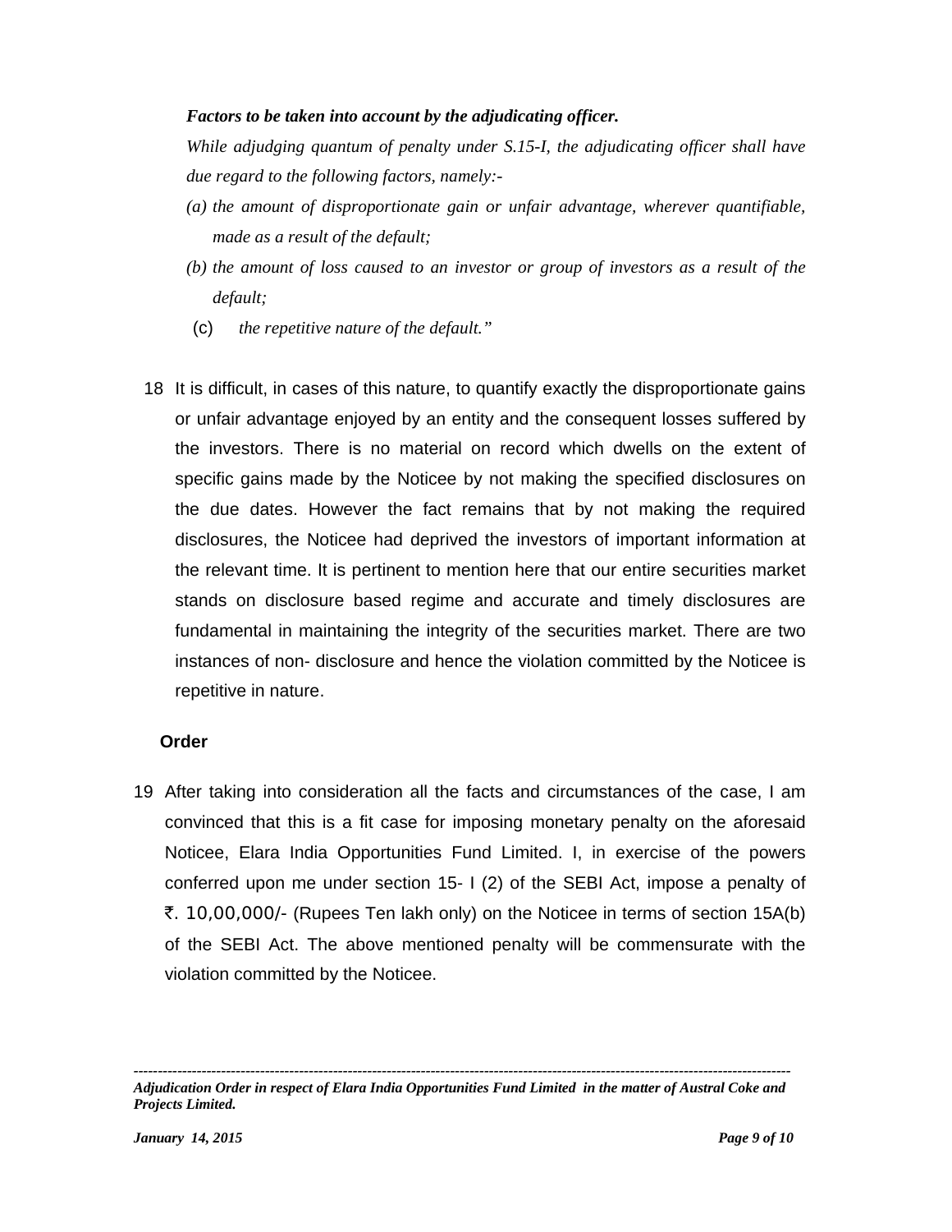*Factors to be taken into account by the adjudicating officer.*

*While adjudging quantum of penalty under S.15-I, the adjudicating officer shall have due regard to the following factors, namely:-*

*(a) the amount of disproportionate gain or unfair advantage, wherever quantifiable, made as a result of the default;*

*(b) the amount of loss caused to an investor or group of investors as a result of the default;*

(c) *the repetitive nature of the default."*

18 It is difficult, in cases of this nature, to quantify exactly the disproportionate gains or unfair advantage enjoyed by an entity and the consequent losses suffered by the investors. There is no material on record which dwells on the extent of specific gains made by the Noticee by not making the specified disclosures on the due dates. However the fact remains that by not making the required disclosures, the Noticee had deprived the investors of important information at the relevant time. It is pertinent to mention here that our entire securities market stands on disclosure based regime and accurate and timely disclosures are fundamental in maintaining the integrity of the securities market. There are two instances of non- disclosure and hence the violation committed by the Noticee is repetitive in nature.

**Order**

19 After taking into consideration all the facts and circumstances of the case, I am convinced that this is a fit case for imposing monetary penalty on the aforesaid Noticee, Elara India Opportunities Fund Limited. I, in exercise of the powers conferred upon me under section 15- I (2) of the SEBI Act, impose a penalty of ₹. 10,00,000/- (Rupees Ten lakh only) on the Noticee in terms of section 15A(b) of the SEBI Act. The above mentioned penalty will be commensurate with the violation committed by the Noticee.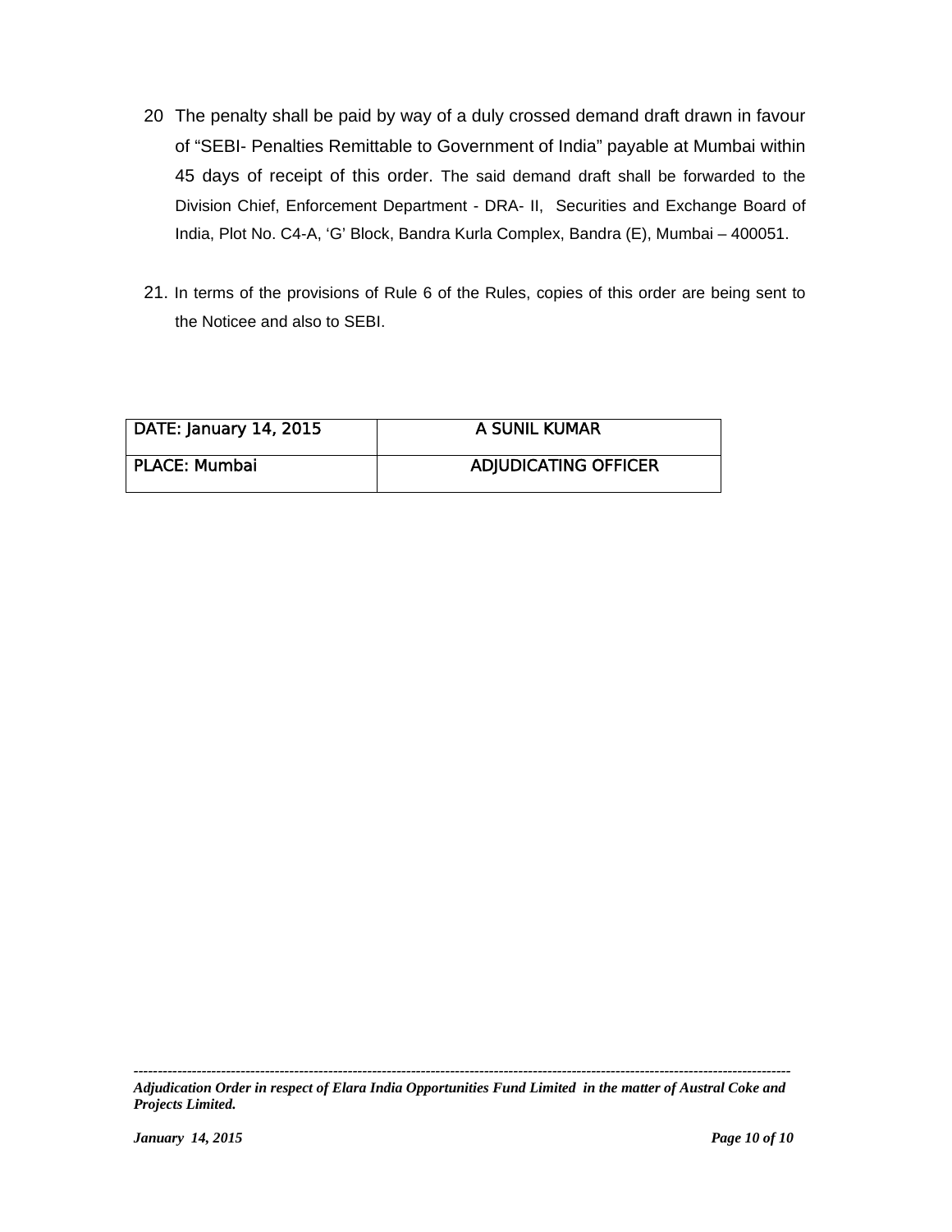20 The penalty shall be paid by way of a duly crossed demand draft drawn in favour of "SEBI- Penalties Remittable to Government of India" payable at Mumbai within 45 days of receipt of this order. The said demand draft shall be forwarded to the Division Chief, Enforcement Department - DRA- II, Securities and Exchange Board of India, Plot No. C4-A, 'G' Block, Bandra Kurla Complex, Bandra (E), Mumbai – 400051.

21. In terms of the provisions of Rule 6 of the Rules, copies of this order are being sent to the Noticee and also to SEBI.

| | |
|---|---|
| DATE: January 14, 2015 | A SUNIL KUMAR |
| PLACE: Mumbai | ADJUDICATING OFFICER |